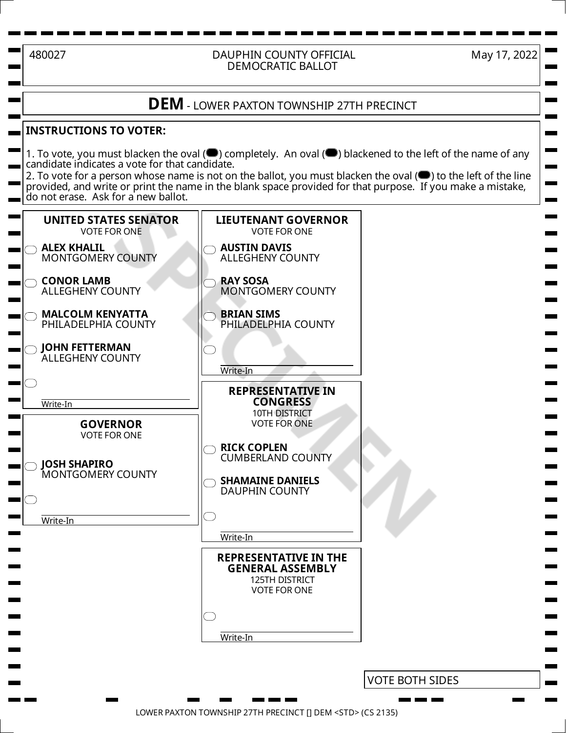480027

DAUPHIN COUNTY OFFICIAL
DEMOCRATIC BALLOT

May 17, 2022

# DEM - LOWER PAXTON TOWNSHIP 27TH PRECINCT

**INSTRUCTIONS TO VOTER:**

1. To vote, you must blacken the oval (⬬) completely. An oval (⬬) blackened to the left of the name of any candidate indicates a vote for that candidate.
2. To vote for a person whose name is not on the ballot, you must blacken the oval (⬬) to the left of the line provided, and write or print the name in the blank space provided for that purpose. If you make a mistake, do not erase. Ask for a new ballot.

## UNITED STATES SENATOR
VOTE FOR ONE

- **ALEX KHALIL** MONTGOMERY COUNTY
- **CONOR LAMB** ALLEGHENY COUNTY
- **MALCOLM KENYATTA** PHILADELPHIA COUNTY
- **JOHN FETTERMAN** ALLEGHENY COUNTY
- Write-In

## GOVERNOR
VOTE FOR ONE

- **JOSH SHAPIRO** MONTGOMERY COUNTY
- Write-In

## LIEUTENANT GOVERNOR
VOTE FOR ONE

- **AUSTIN DAVIS** ALLEGHENY COUNTY
- **RAY SOSA** MONTGOMERY COUNTY
- **BRIAN SIMS** PHILADELPHIA COUNTY
- Write-In

## REPRESENTATIVE IN CONGRESS
10TH DISTRICT
VOTE FOR ONE

- **RICK COPLEN** CUMBERLAND COUNTY
- **SHAMAINE DANIELS** DAUPHIN COUNTY
- Write-In

## REPRESENTATIVE IN THE GENERAL ASSEMBLY
125TH DISTRICT
VOTE FOR ONE

- Write-In

VOTE BOTH SIDES

LOWER PAXTON TOWNSHIP 27TH PRECINCT [] DEM <STD> (CS 2135)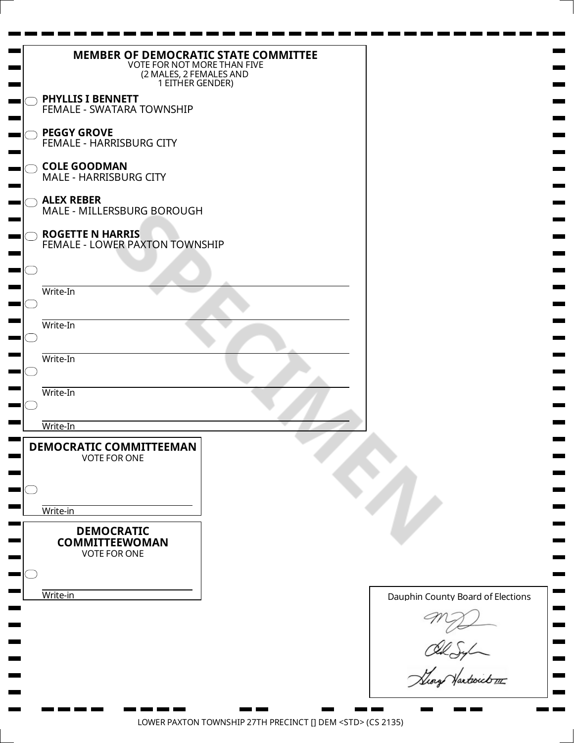## MEMBER OF DEMOCRATIC STATE COMMITTEE

VOTE FOR NOT MORE THAN FIVE
(2 MALES, 2 FEMALES AND
1 EITHER GENDER)

- **PHYLLIS I BENNETT**
  FEMALE - SWATARA TOWNSHIP
- **PEGGY GROVE**
  FEMALE - HARRISBURG CITY
- **COLE GOODMAN**
  MALE - HARRISBURG CITY
- **ALEX REBER**
  MALE - MILLERSBURG BOROUGH
- **ROGETTE N HARRIS**
  FEMALE - LOWER PAXTON TOWNSHIP
- Write-In
- Write-In
- Write-In
- Write-In
- Write-In

## DEMOCRATIC COMMITTEEMAN

VOTE FOR ONE

- Write-in

## DEMOCRATIC COMMITTEEWOMAN

VOTE FOR ONE

- Write-in

SPECIMEN

Dauphin County Board of Elections

LOWER PAXTON TOWNSHIP 27TH PRECINCT [] DEM <STD> (CS 2135)